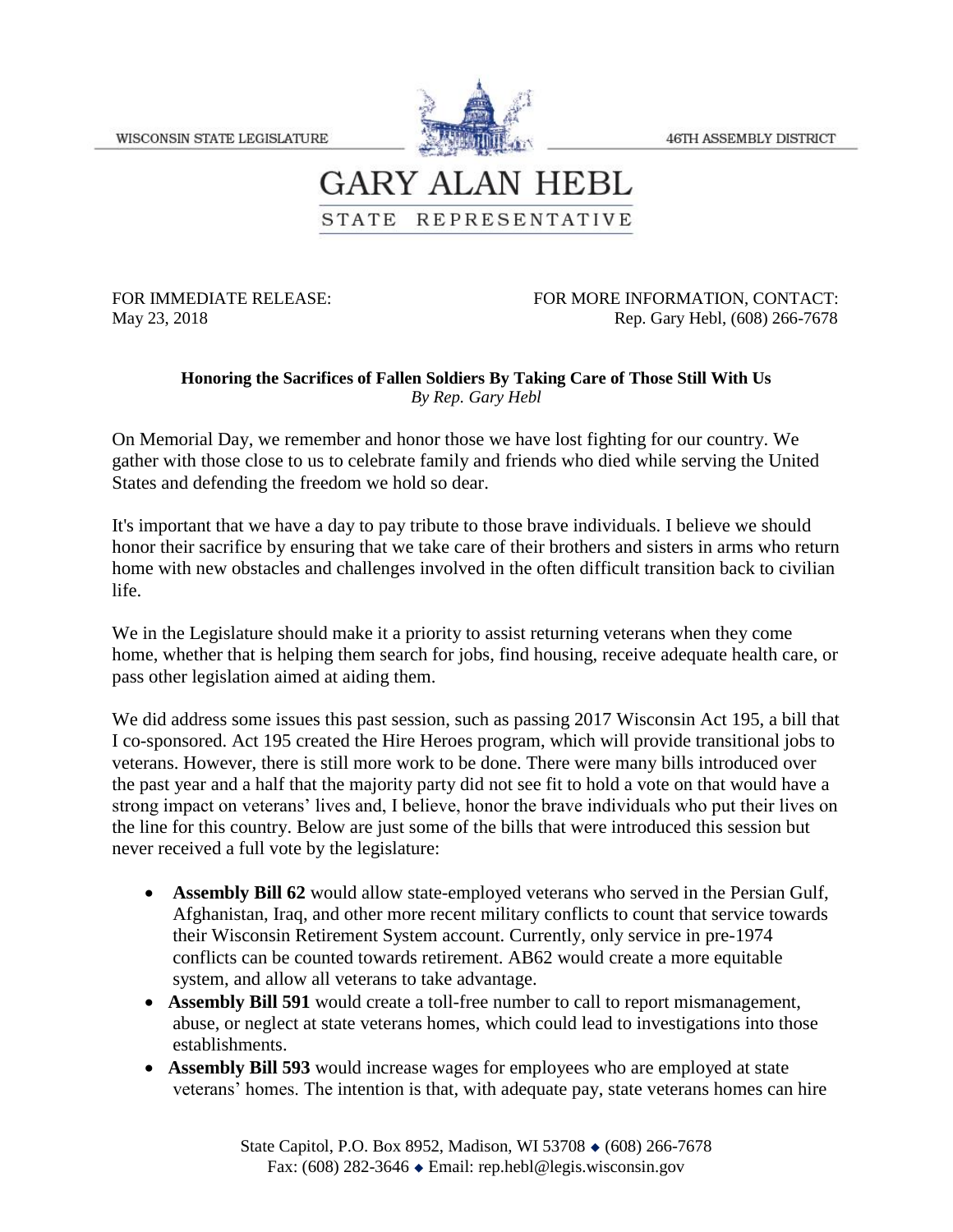WISCONSIN STATE LEGISLATURE — 46TH ASSEMBLY DISTRICT

# GARY ALAN HEBL

STATE REPRESENTATIVE

FOR IMMEDIATE RELEASE:
May 23, 2018

FOR MORE INFORMATION, CONTACT:
Rep. Gary Hebl, (608) 266-7678

**Honoring the Sacrifices of Fallen Soldiers By Taking Care of Those Still With Us**
*By Rep. Gary Hebl*

On Memorial Day, we remember and honor those we have lost fighting for our country. We gather with those close to us to celebrate family and friends who died while serving the United States and defending the freedom we hold so dear.

It's important that we have a day to pay tribute to those brave individuals. I believe we should honor their sacrifice by ensuring that we take care of their brothers and sisters in arms who return home with new obstacles and challenges involved in the often difficult transition back to civilian life.

We in the Legislature should make it a priority to assist returning veterans when they come home, whether that is helping them search for jobs, find housing, receive adequate health care, or pass other legislation aimed at aiding them.

We did address some issues this past session, such as passing 2017 Wisconsin Act 195, a bill that I co-sponsored. Act 195 created the Hire Heroes program, which will provide transitional jobs to veterans. However, there is still more work to be done. There were many bills introduced over the past year and a half that the majority party did not see fit to hold a vote on that would have a strong impact on veterans' lives and, I believe, honor the brave individuals who put their lives on the line for this country. Below are just some of the bills that were introduced this session but never received a full vote by the legislature:

- **Assembly Bill 62** would allow state-employed veterans who served in the Persian Gulf, Afghanistan, Iraq, and other more recent military conflicts to count that service towards their Wisconsin Retirement System account. Currently, only service in pre-1974 conflicts can be counted towards retirement. AB62 would create a more equitable system, and allow all veterans to take advantage.
- **Assembly Bill 591** would create a toll-free number to call to report mismanagement, abuse, or neglect at state veterans homes, which could lead to investigations into those establishments.
- **Assembly Bill 593** would increase wages for employees who are employed at state veterans' homes. The intention is that, with adequate pay, state veterans homes can hire

State Capitol, P.O. Box 8952, Madison, WI 53708 ◆ (608) 266-7678
Fax: (608) 282-3646 ◆ Email: rep.hebl@legis.wisconsin.gov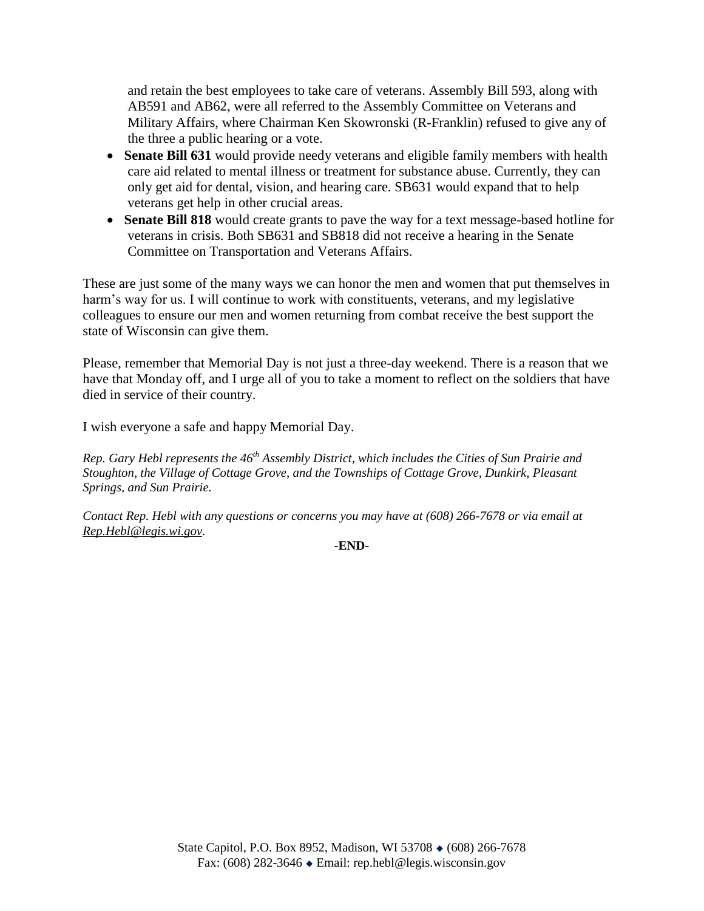and retain the best employees to take care of veterans. Assembly Bill 593, along with AB591 and AB62, were all referred to the Assembly Committee on Veterans and Military Affairs, where Chairman Ken Skowronski (R-Franklin) refused to give any of the three a public hearing or a vote.

- **Senate Bill 631** would provide needy veterans and eligible family members with health care aid related to mental illness or treatment for substance abuse. Currently, they can only get aid for dental, vision, and hearing care. SB631 would expand that to help veterans get help in other crucial areas.
- **Senate Bill 818** would create grants to pave the way for a text message-based hotline for veterans in crisis. Both SB631 and SB818 did not receive a hearing in the Senate Committee on Transportation and Veterans Affairs.

These are just some of the many ways we can honor the men and women that put themselves in harm's way for us. I will continue to work with constituents, veterans, and my legislative colleagues to ensure our men and women returning from combat receive the best support the state of Wisconsin can give them.

Please, remember that Memorial Day is not just a three-day weekend. There is a reason that we have that Monday off, and I urge all of you to take a moment to reflect on the soldiers that have died in service of their country.

I wish everyone a safe and happy Memorial Day.

*Rep. Gary Hebl represents the 46th Assembly District, which includes the Cities of Sun Prairie and Stoughton, the Village of Cottage Grove, and the Townships of Cottage Grove, Dunkirk, Pleasant Springs, and Sun Prairie.*

*Contact Rep. Hebl with any questions or concerns you may have at (608) 266-7678 or via email at Rep.Hebl@legis.wi.gov.*

**-END-**

State Capitol, P.O. Box 8952, Madison, WI 53708 ◆ (608) 266-7678
Fax: (608) 282-3646 ◆ Email: rep.hebl@legis.wisconsin.gov